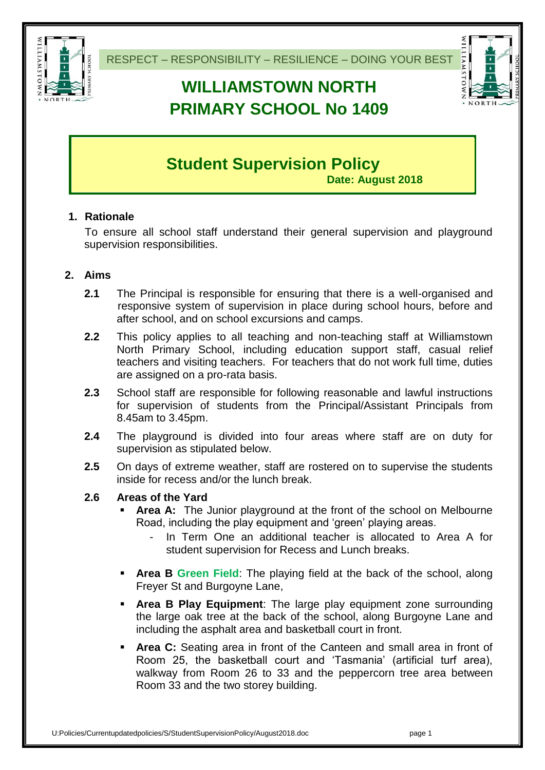RESPECT – RESPONSIBILITY – RESILIENCE – DOING YOUR BEST

# WILLIAMSTOWN NORTH PRIMARY SCHOOL No 1409

## Student Supervision Policy

**Date: August 2018**

### 1. Rationale

To ensure all school staff understand their general supervision and playground supervision responsibilities.

### 2. Aims

**2.1** The Principal is responsible for ensuring that there is a well-organised and responsive system of supervision in place during school hours, before and after school, and on school excursions and camps.

**2.2** This policy applies to all teaching and non-teaching staff at Williamstown North Primary School, including education support staff, casual relief teachers and visiting teachers. For teachers that do not work full time, duties are assigned on a pro-rata basis.

**2.3** School staff are responsible for following reasonable and lawful instructions for supervision of students from the Principal/Assistant Principals from 8.45am to 3.45pm.

**2.4** The playground is divided into four areas where staff are on duty for supervision as stipulated below.

**2.5** On days of extreme weather, staff are rostered on to supervise the students inside for recess and/or the lunch break.

**2.6 Areas of the Yard**

- **Area A:** The Junior playground at the front of the school on Melbourne Road, including the play equipment and 'green' playing areas.
  - In Term One an additional teacher is allocated to Area A for student supervision for Recess and Lunch breaks.
- **Area B Green Field**: The playing field at the back of the school, along Freyer St and Burgoyne Lane,
- **Area B Play Equipment**: The large play equipment zone surrounding the large oak tree at the back of the school, along Burgoyne Lane and including the asphalt area and basketball court in front.
- **Area C:** Seating area in front of the Canteen and small area in front of Room 25, the basketball court and 'Tasmania' (artificial turf area), walkway from Room 26 to 33 and the peppercorn tree area between Room 33 and the two storey building.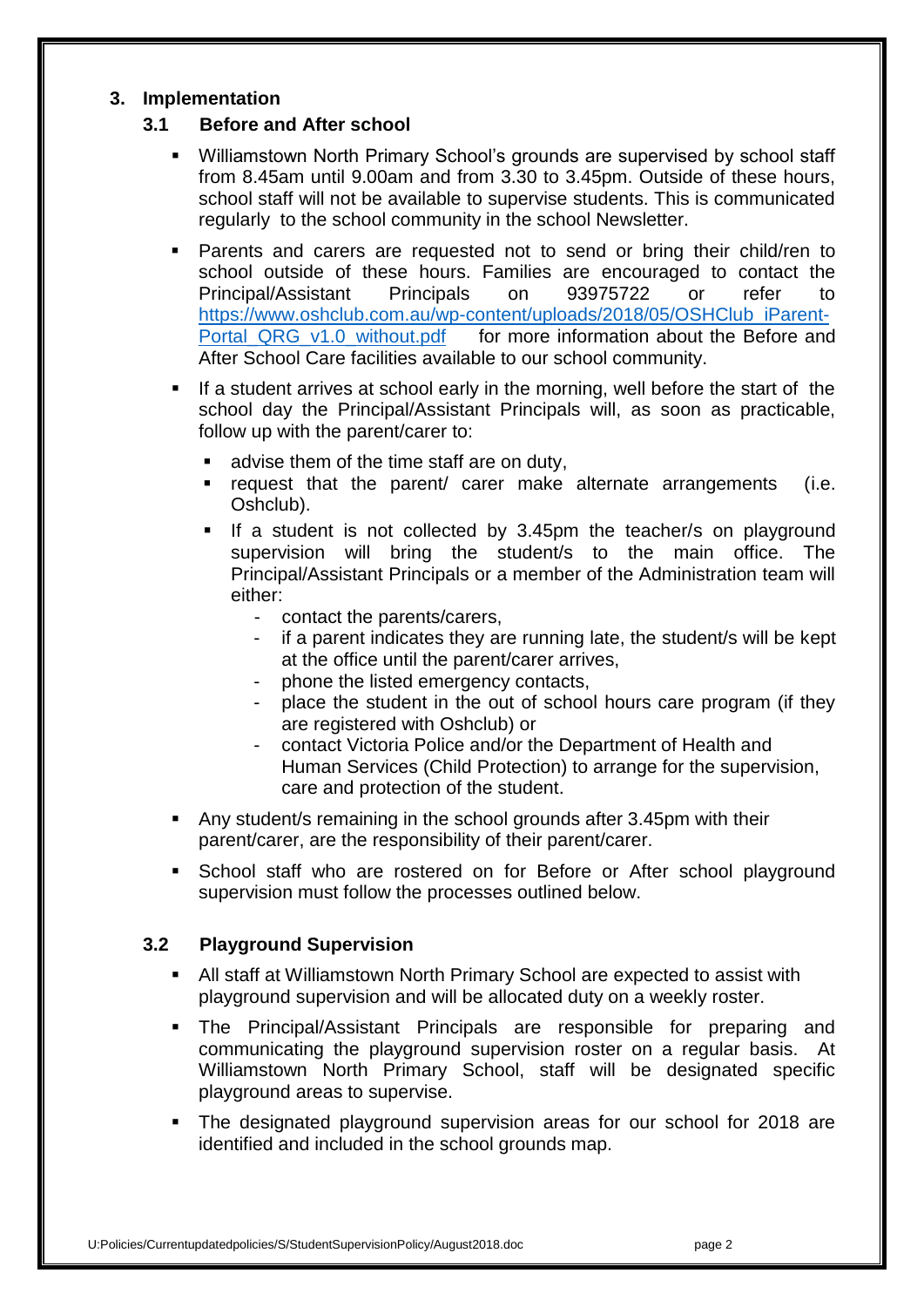## 3. Implementation

### 3.1 Before and After school

- Williamstown North Primary School's grounds are supervised by school staff from 8.45am until 9.00am and from 3.30 to 3.45pm. Outside of these hours, school staff will not be available to supervise students. This is communicated regularly to the school community in the school Newsletter.
- Parents and carers are requested not to send or bring their child/ren to school outside of these hours. Families are encouraged to contact the Principal/Assistant Principals on 93975722 or refer to [https://www.oshclub.com.au/wp-content/uploads/2018/05/OSHClub_iParent-Portal_QRG_v1.0_without.pdf](https://www.oshclub.com.au/wp-content/uploads/2018/05/OSHClub_iParent-Portal_QRG_v1.0_without.pdf) for more information about the Before and After School Care facilities available to our school community.
- If a student arrives at school early in the morning, well before the start of the school day the Principal/Assistant Principals will, as soon as practicable, follow up with the parent/carer to:
  - advise them of the time staff are on duty,
  - request that the parent/ carer make alternate arrangements (i.e. Oshclub).
  - If a student is not collected by 3.45pm the teacher/s on playground supervision will bring the student/s to the main office. The Principal/Assistant Principals or a member of the Administration team will either:
    - contact the parents/carers,
    - if a parent indicates they are running late, the student/s will be kept at the office until the parent/carer arrives,
    - phone the listed emergency contacts,
    - place the student in the out of school hours care program (if they are registered with Oshclub) or
    - contact Victoria Police and/or the Department of Health and Human Services (Child Protection) to arrange for the supervision, care and protection of the student.
- Any student/s remaining in the school grounds after 3.45pm with their parent/carer, are the responsibility of their parent/carer.
- School staff who are rostered on for Before or After school playground supervision must follow the processes outlined below.

### 3.2 Playground Supervision

- All staff at Williamstown North Primary School are expected to assist with playground supervision and will be allocated duty on a weekly roster.
- The Principal/Assistant Principals are responsible for preparing and communicating the playground supervision roster on a regular basis. At Williamstown North Primary School, staff will be designated specific playground areas to supervise.
- The designated playground supervision areas for our school for 2018 are identified and included in the school grounds map.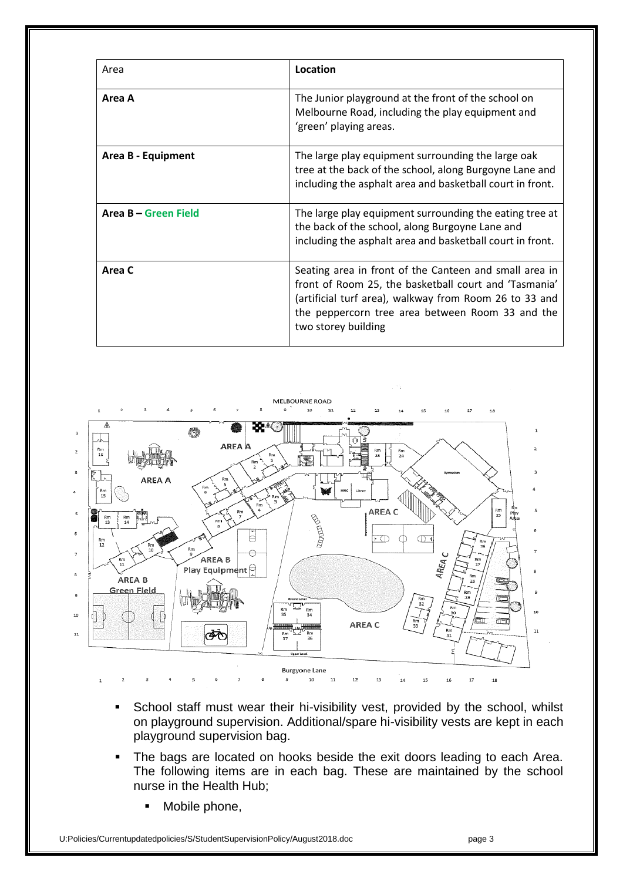| Area | **Location** |
| --- | --- |
| **Area A** | The Junior playground at the front of the school on Melbourne Road, including the play equipment and 'green' playing areas. |
| **Area B - Equipment** | The large play equipment surrounding the large oak tree at the back of the school, along Burgoyne Lane and including the asphalt area and basketball court in front. |
| **Area B – Green Field** | The large play equipment surrounding the eating tree at the back of the school, along Burgoyne Lane and including the asphalt area and basketball court in front. |
| **Area C** | Seating area in front of the Canteen and small area in front of Room 25, the basketball court and 'Tasmania' (artificial turf area), walkway from Room 26 to 33 and the peppercorn tree area between Room 33 and the two storey building |

- School staff must wear their hi-visibility vest, provided by the school, whilst on playground supervision. Additional/spare hi-visibility vests are kept in each playground supervision bag.
- The bags are located on hooks beside the exit doors leading to each Area. The following items are in each bag. These are maintained by the school nurse in the Health Hub;
    - Mobile phone,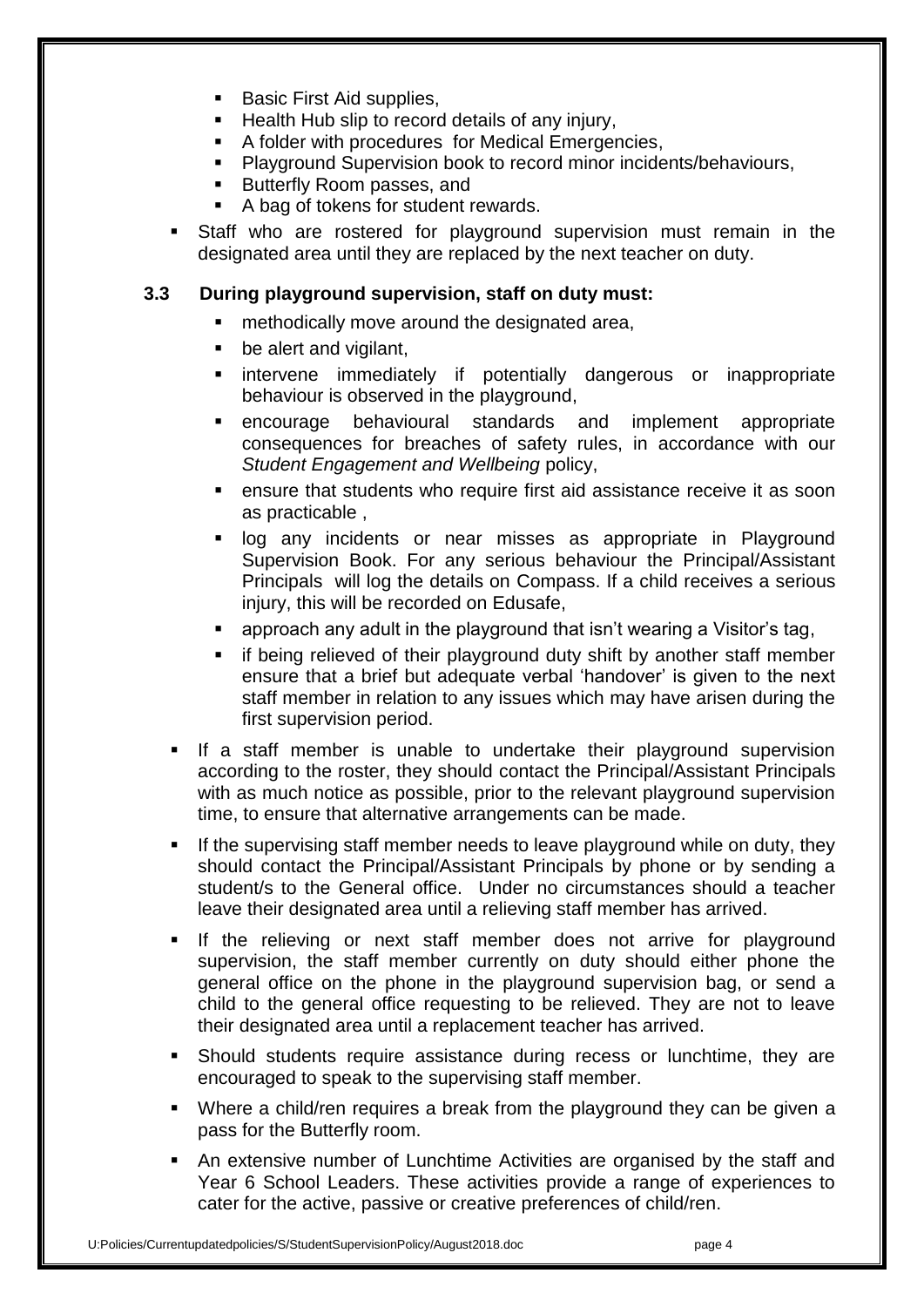- Basic First Aid supplies,
    - Health Hub slip to record details of any injury,
    - A folder with procedures for Medical Emergencies,
    - Playground Supervision book to record minor incidents/behaviours,
    - Butterfly Room passes, and
    - A bag of tokens for student rewards.
- Staff who are rostered for playground supervision must remain in the designated area until they are replaced by the next teacher on duty.

### 3.3 During playground supervision, staff on duty must:

- methodically move around the designated area,
- be alert and vigilant,
- intervene immediately if potentially dangerous or inappropriate behaviour is observed in the playground,
- encourage behavioural standards and implement appropriate consequences for breaches of safety rules, in accordance with our *Student Engagement and Wellbeing* policy,
- ensure that students who require first aid assistance receive it as soon as practicable ,
- log any incidents or near misses as appropriate in Playground Supervision Book. For any serious behaviour the Principal/Assistant Principals will log the details on Compass. If a child receives a serious injury, this will be recorded on Edusafe,
- approach any adult in the playground that isn't wearing a Visitor's tag,
- if being relieved of their playground duty shift by another staff member ensure that a brief but adequate verbal 'handover' is given to the next staff member in relation to any issues which may have arisen during the first supervision period.

- If a staff member is unable to undertake their playground supervision according to the roster, they should contact the Principal/Assistant Principals with as much notice as possible, prior to the relevant playground supervision time, to ensure that alternative arrangements can be made.
- If the supervising staff member needs to leave playground while on duty, they should contact the Principal/Assistant Principals by phone or by sending a student/s to the General office. Under no circumstances should a teacher leave their designated area until a relieving staff member has arrived.
- If the relieving or next staff member does not arrive for playground supervision, the staff member currently on duty should either phone the general office on the phone in the playground supervision bag, or send a child to the general office requesting to be relieved. They are not to leave their designated area until a replacement teacher has arrived.
- Should students require assistance during recess or lunchtime, they are encouraged to speak to the supervising staff member.
- Where a child/ren requires a break from the playground they can be given a pass for the Butterfly room.
- An extensive number of Lunchtime Activities are organised by the staff and Year 6 School Leaders. These activities provide a range of experiences to cater for the active, passive or creative preferences of child/ren.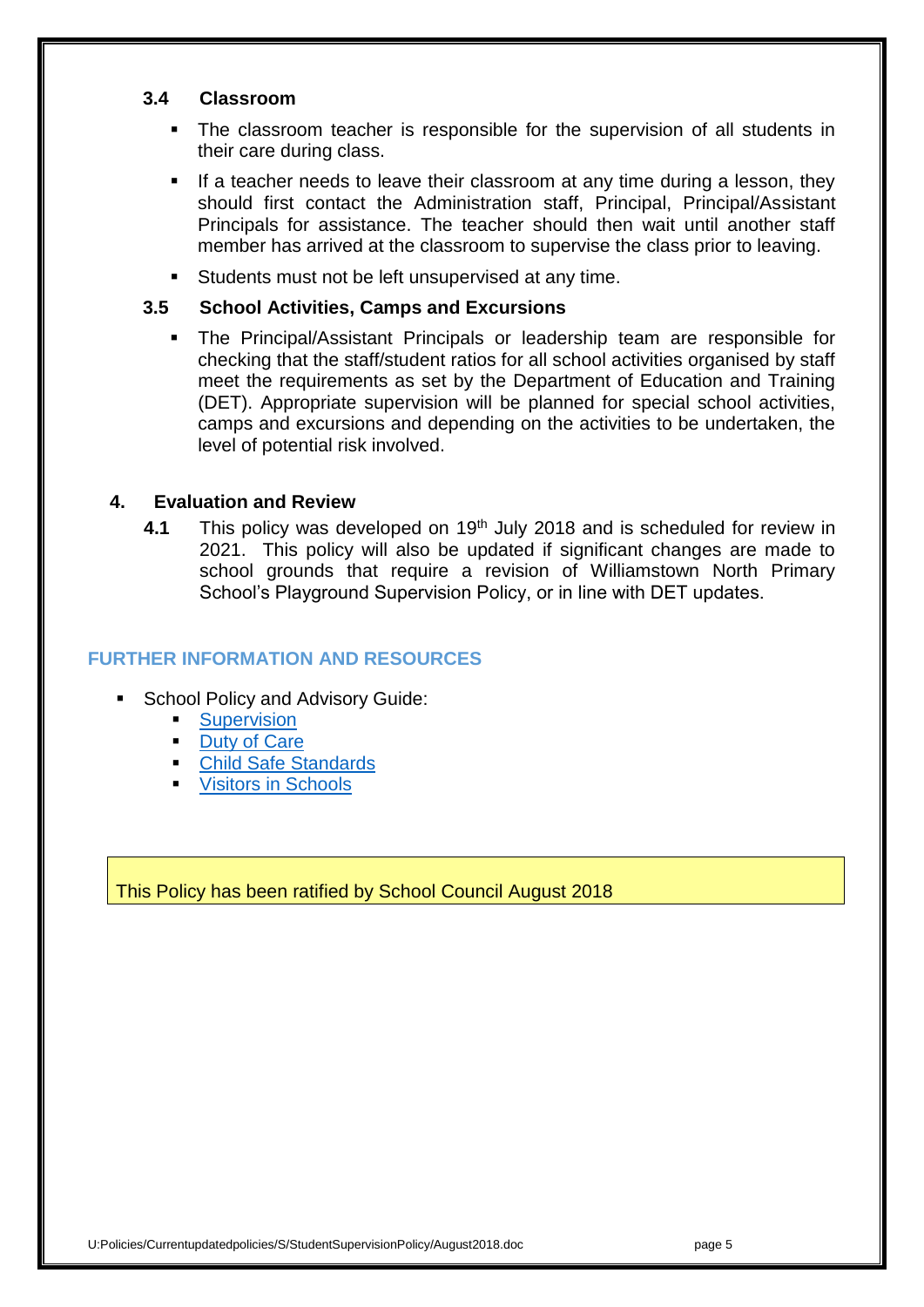### 3.4 Classroom

- The classroom teacher is responsible for the supervision of all students in their care during class.
- If a teacher needs to leave their classroom at any time during a lesson, they should first contact the Administration staff, Principal, Principal/Assistant Principals for assistance. The teacher should then wait until another staff member has arrived at the classroom to supervise the class prior to leaving.
- Students must not be left unsupervised at any time.

### 3.5 School Activities, Camps and Excursions

- The Principal/Assistant Principals or leadership team are responsible for checking that the staff/student ratios for all school activities organised by staff meet the requirements as set by the Department of Education and Training (DET). Appropriate supervision will be planned for special school activities, camps and excursions and depending on the activities to be undertaken, the level of potential risk involved.

## 4. Evaluation and Review

**4.1** This policy was developed on 19th July 2018 and is scheduled for review in 2021. This policy will also be updated if significant changes are made to school grounds that require a revision of Williamstown North Primary School's Playground Supervision Policy, or in line with DET updates.

## FURTHER INFORMATION AND RESOURCES

- School Policy and Advisory Guide:
  - Supervision
  - Duty of Care
  - Child Safe Standards
  - Visitors in Schools

This Policy has been ratified by School Council August 2018

U:Policies/Currentupdatedpolicies/S/StudentSupervisionPolicy/August2018.doc